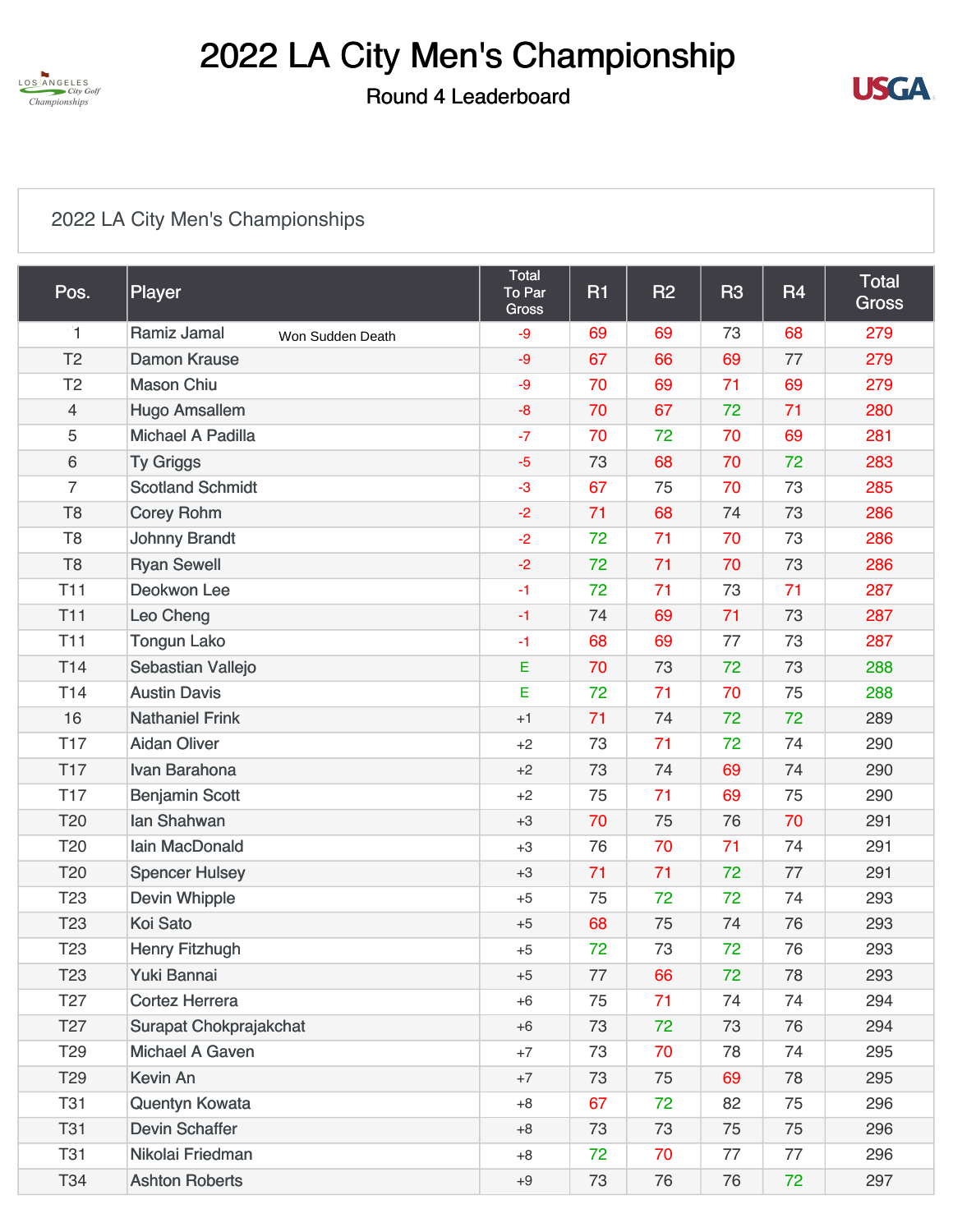# 2022 LA City Men's Championship

## Round 4 Leaderboard

2022 LA City Men's Championships

| Pos. | Player | Total To Par Gross | R1 | R2 | R3 | R4 | Total Gross |
|---|---|---|---|---|---|---|---|
| 1 | Ramiz Jamal Won Sudden Death | -9 | 69 | 69 | 73 | 68 | 279 |
| T2 | Damon Krause | -9 | 67 | 66 | 69 | 77 | 279 |
| T2 | Mason Chiu | -9 | 70 | 69 | 71 | 69 | 279 |
| 4 | Hugo Amsallem | -8 | 70 | 67 | 72 | 71 | 280 |
| 5 | Michael A Padilla | -7 | 70 | 72 | 70 | 69 | 281 |
| 6 | Ty Griggs | -5 | 73 | 68 | 70 | 72 | 283 |
| 7 | Scotland Schmidt | -3 | 67 | 75 | 70 | 73 | 285 |
| T8 | Corey Rohm | -2 | 71 | 68 | 74 | 73 | 286 |
| T8 | Johnny Brandt | -2 | 72 | 71 | 70 | 73 | 286 |
| T8 | Ryan Sewell | -2 | 72 | 71 | 70 | 73 | 286 |
| T11 | Deokwon Lee | -1 | 72 | 71 | 73 | 71 | 287 |
| T11 | Leo Cheng | -1 | 74 | 69 | 71 | 73 | 287 |
| T11 | Tongun Lako | -1 | 68 | 69 | 77 | 73 | 287 |
| T14 | Sebastian Vallejo | E | 70 | 73 | 72 | 73 | 288 |
| T14 | Austin Davis | E | 72 | 71 | 70 | 75 | 288 |
| 16 | Nathaniel Frink | +1 | 71 | 74 | 72 | 72 | 289 |
| T17 | Aidan Oliver | +2 | 73 | 71 | 72 | 74 | 290 |
| T17 | Ivan Barahona | +2 | 73 | 74 | 69 | 74 | 290 |
| T17 | Benjamin Scott | +2 | 75 | 71 | 69 | 75 | 290 |
| T20 | Ian Shahwan | +3 | 70 | 75 | 76 | 70 | 291 |
| T20 | Iain MacDonald | +3 | 76 | 70 | 71 | 74 | 291 |
| T20 | Spencer Hulsey | +3 | 71 | 71 | 72 | 77 | 291 |
| T23 | Devin Whipple | +5 | 75 | 72 | 72 | 74 | 293 |
| T23 | Koi Sato | +5 | 68 | 75 | 74 | 76 | 293 |
| T23 | Henry Fitzhugh | +5 | 72 | 73 | 72 | 76 | 293 |
| T23 | Yuki Bannai | +5 | 77 | 66 | 72 | 78 | 293 |
| T27 | Cortez Herrera | +6 | 75 | 71 | 74 | 74 | 294 |
| T27 | Surapat Chokprajakchat | +6 | 73 | 72 | 73 | 76 | 294 |
| T29 | Michael A Gaven | +7 | 73 | 70 | 78 | 74 | 295 |
| T29 | Kevin An | +7 | 73 | 75 | 69 | 78 | 295 |
| T31 | Quentyn Kowata | +8 | 67 | 72 | 82 | 75 | 296 |
| T31 | Devin Schaffer | +8 | 73 | 73 | 75 | 75 | 296 |
| T31 | Nikolai Friedman | +8 | 72 | 70 | 77 | 77 | 296 |
| T34 | Ashton Roberts | +9 | 73 | 76 | 76 | 72 | 297 |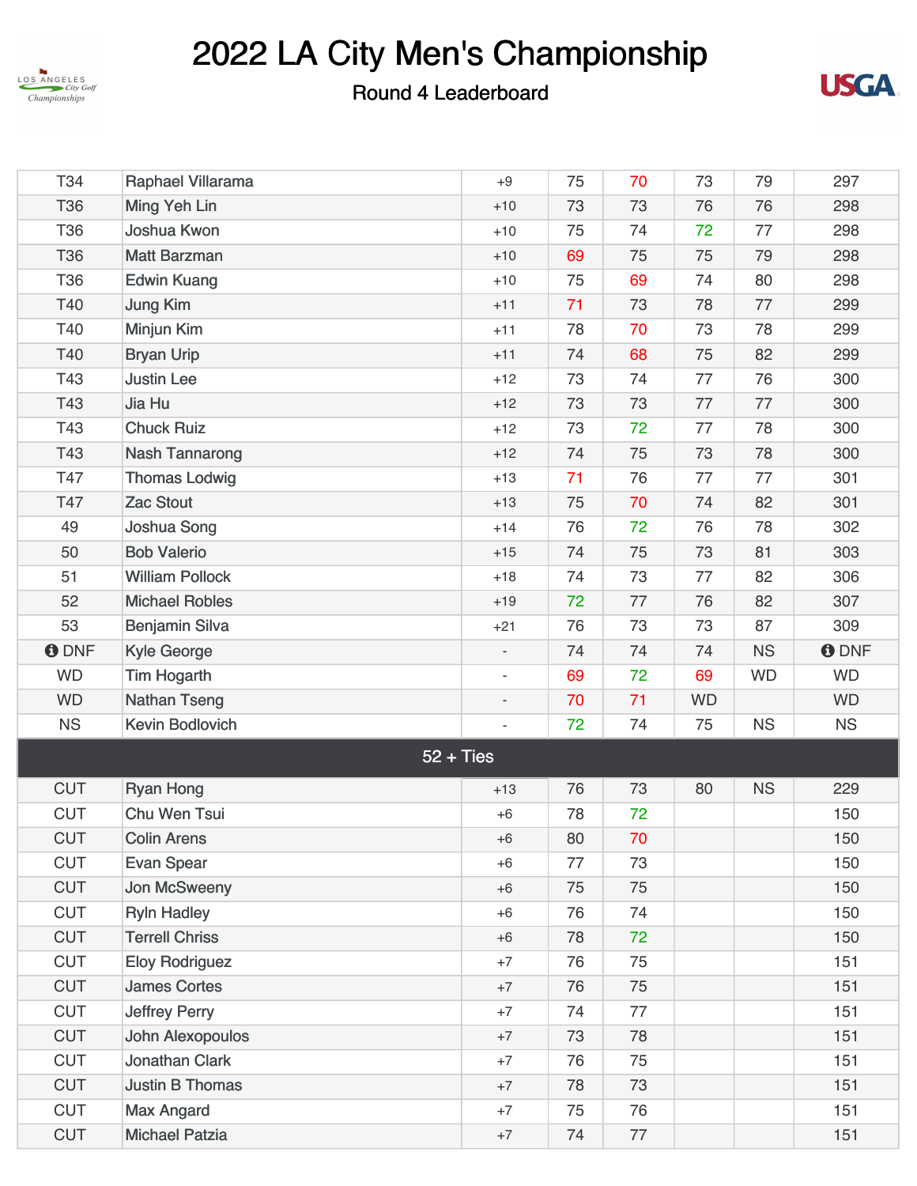# 2022 LA City Men's Championship

Round 4 Leaderboard

| | | | | | | | |
|---|---|---|---|---|---|---|---|
| T34 | Raphael Villarama | +9 | 75 | 70 | 73 | 79 | 297 |
| T36 | Ming Yeh Lin | +10 | 73 | 73 | 76 | 76 | 298 |
| T36 | Joshua Kwon | +10 | 75 | 74 | 72 | 77 | 298 |
| T36 | Matt Barzman | +10 | 69 | 75 | 75 | 79 | 298 |
| T36 | Edwin Kuang | +10 | 75 | 69 | 74 | 80 | 298 |
| T40 | Jung Kim | +11 | 71 | 73 | 78 | 77 | 299 |
| T40 | Minjun Kim | +11 | 78 | 70 | 73 | 78 | 299 |
| T40 | Bryan Urip | +11 | 74 | 68 | 75 | 82 | 299 |
| T43 | Justin Lee | +12 | 73 | 74 | 77 | 76 | 300 |
| T43 | Jia Hu | +12 | 73 | 73 | 77 | 77 | 300 |
| T43 | Chuck Ruiz | +12 | 73 | 72 | 77 | 78 | 300 |
| T43 | Nash Tannarong | +12 | 74 | 75 | 73 | 78 | 300 |
| T47 | Thomas Lodwig | +13 | 71 | 76 | 77 | 77 | 301 |
| T47 | Zac Stout | +13 | 75 | 70 | 74 | 82 | 301 |
| 49 | Joshua Song | +14 | 76 | 72 | 76 | 78 | 302 |
| 50 | Bob Valerio | +15 | 74 | 75 | 73 | 81 | 303 |
| 51 | William Pollock | +18 | 74 | 73 | 77 | 82 | 306 |
| 52 | Michael Robles | +19 | 72 | 77 | 76 | 82 | 307 |
| 53 | Benjamin Silva | +21 | 76 | 73 | 73 | 87 | 309 |
| DNF | Kyle George | - | 74 | 74 | 74 | NS | DNF |
| WD | Tim Hogarth | - | 69 | 72 | 69 | WD | WD |
| WD | Nathan Tseng | - | 70 | 71 | WD | | WD |
| NS | Kevin Bodlovich | - | 72 | 74 | 75 | NS | NS |
| 52 + Ties | | | | | | | |
| CUT | Ryan Hong | +13 | 76 | 73 | 80 | NS | 229 |
| CUT | Chu Wen Tsui | +6 | 78 | 72 | | | 150 |
| CUT | Colin Arens | +6 | 80 | 70 | | | 150 |
| CUT | Evan Spear | +6 | 77 | 73 | | | 150 |
| CUT | Jon McSweeny | +6 | 75 | 75 | | | 150 |
| CUT | Ryln Hadley | +6 | 76 | 74 | | | 150 |
| CUT | Terrell Chriss | +6 | 78 | 72 | | | 150 |
| CUT | Eloy Rodriguez | +7 | 76 | 75 | | | 151 |
| CUT | James Cortes | +7 | 76 | 75 | | | 151 |
| CUT | Jeffrey Perry | +7 | 74 | 77 | | | 151 |
| CUT | John Alexopoulos | +7 | 73 | 78 | | | 151 |
| CUT | Jonathan Clark | +7 | 76 | 75 | | | 151 |
| CUT | Justin B Thomas | +7 | 78 | 73 | | | 151 |
| CUT | Max Angard | +7 | 75 | 76 | | | 151 |
| CUT | Michael Patzia | +7 | 74 | 77 | | | 151 |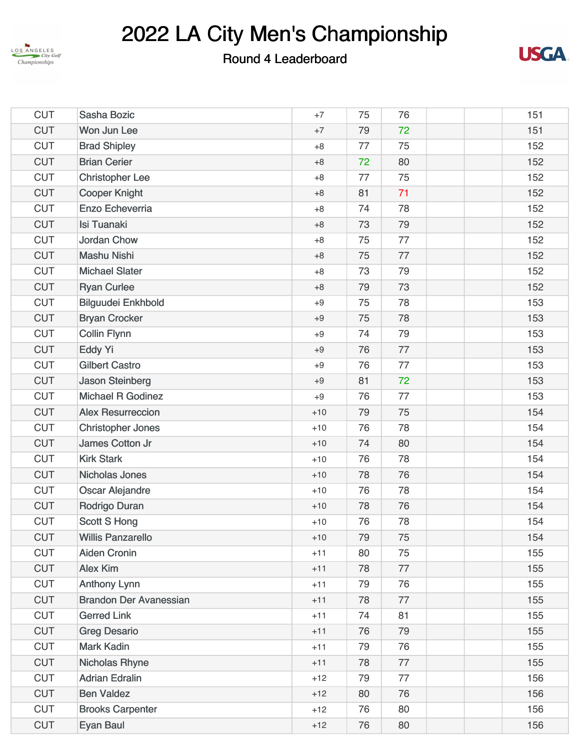# 2022 LA City Men's Championship

## Round 4 Leaderboard

| | | | | | | | |
|---|---|---|---|---|---|---|---|
| CUT | Sasha Bozic | +7 | 75 | 76 | | | 151 |
| CUT | Won Jun Lee | +7 | 79 | 72 | | | 151 |
| CUT | Brad Shipley | +8 | 77 | 75 | | | 152 |
| CUT | Brian Cerier | +8 | 72 | 80 | | | 152 |
| CUT | Christopher Lee | +8 | 77 | 75 | | | 152 |
| CUT | Cooper Knight | +8 | 81 | 71 | | | 152 |
| CUT | Enzo Echeverria | +8 | 74 | 78 | | | 152 |
| CUT | Isi Tuanaki | +8 | 73 | 79 | | | 152 |
| CUT | Jordan Chow | +8 | 75 | 77 | | | 152 |
| CUT | Mashu Nishi | +8 | 75 | 77 | | | 152 |
| CUT | Michael Slater | +8 | 73 | 79 | | | 152 |
| CUT | Ryan Curlee | +8 | 79 | 73 | | | 152 |
| CUT | Bilguudei Enkhbold | +9 | 75 | 78 | | | 153 |
| CUT | Bryan Crocker | +9 | 75 | 78 | | | 153 |
| CUT | Collin Flynn | +9 | 74 | 79 | | | 153 |
| CUT | Eddy Yi | +9 | 76 | 77 | | | 153 |
| CUT | Gilbert Castro | +9 | 76 | 77 | | | 153 |
| CUT | Jason Steinberg | +9 | 81 | 72 | | | 153 |
| CUT | Michael R Godinez | +9 | 76 | 77 | | | 153 |
| CUT | Alex Resurreccion | +10 | 79 | 75 | | | 154 |
| CUT | Christopher Jones | +10 | 76 | 78 | | | 154 |
| CUT | James Cotton Jr | +10 | 74 | 80 | | | 154 |
| CUT | Kirk Stark | +10 | 76 | 78 | | | 154 |
| CUT | Nicholas Jones | +10 | 78 | 76 | | | 154 |
| CUT | Oscar Alejandre | +10 | 76 | 78 | | | 154 |
| CUT | Rodrigo Duran | +10 | 78 | 76 | | | 154 |
| CUT | Scott S Hong | +10 | 76 | 78 | | | 154 |
| CUT | Willis Panzarello | +10 | 79 | 75 | | | 154 |
| CUT | Aiden Cronin | +11 | 80 | 75 | | | 155 |
| CUT | Alex Kim | +11 | 78 | 77 | | | 155 |
| CUT | Anthony Lynn | +11 | 79 | 76 | | | 155 |
| CUT | Brandon Der Avanessian | +11 | 78 | 77 | | | 155 |
| CUT | Gerred Link | +11 | 74 | 81 | | | 155 |
| CUT | Greg Desario | +11 | 76 | 79 | | | 155 |
| CUT | Mark Kadin | +11 | 79 | 76 | | | 155 |
| CUT | Nicholas Rhyne | +11 | 78 | 77 | | | 155 |
| CUT | Adrian Edralin | +12 | 79 | 77 | | | 156 |
| CUT | Ben Valdez | +12 | 80 | 76 | | | 156 |
| CUT | Brooks Carpenter | +12 | 76 | 80 | | | 156 |
| CUT | Eyan Baul | +12 | 76 | 80 | | | 156 |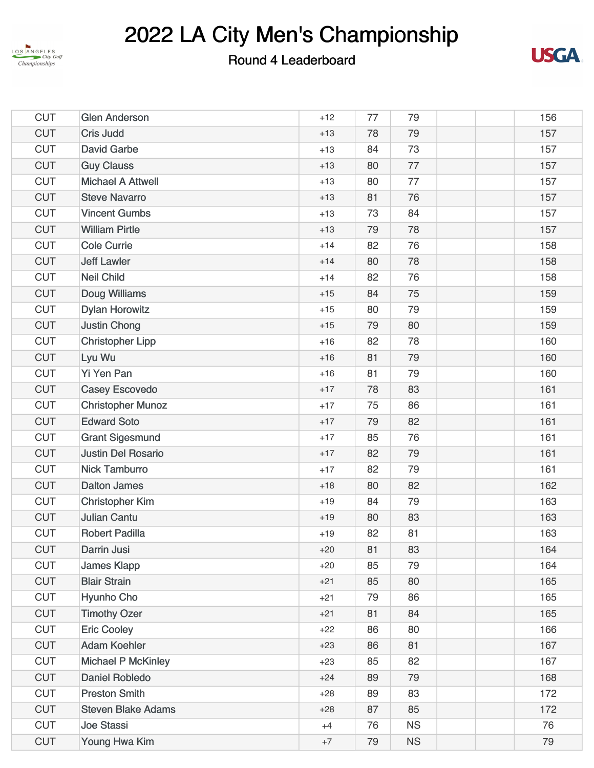# 2022 LA City Men's Championship

## Round 4 Leaderboard

| | | | | | | | |
|---|---|---|---|---|---|---|---|
| CUT | Glen Anderson | +12 | 77 | 79 | | | 156 |
| CUT | Cris Judd | +13 | 78 | 79 | | | 157 |
| CUT | David Garbe | +13 | 84 | 73 | | | 157 |
| CUT | Guy Clauss | +13 | 80 | 77 | | | 157 |
| CUT | Michael A Attwell | +13 | 80 | 77 | | | 157 |
| CUT | Steve Navarro | +13 | 81 | 76 | | | 157 |
| CUT | Vincent Gumbs | +13 | 73 | 84 | | | 157 |
| CUT | William Pirtle | +13 | 79 | 78 | | | 157 |
| CUT | Cole Currie | +14 | 82 | 76 | | | 158 |
| CUT | Jeff Lawler | +14 | 80 | 78 | | | 158 |
| CUT | Neil Child | +14 | 82 | 76 | | | 158 |
| CUT | Doug Williams | +15 | 84 | 75 | | | 159 |
| CUT | Dylan Horowitz | +15 | 80 | 79 | | | 159 |
| CUT | Justin Chong | +15 | 79 | 80 | | | 159 |
| CUT | Christopher Lipp | +16 | 82 | 78 | | | 160 |
| CUT | Lyu Wu | +16 | 81 | 79 | | | 160 |
| CUT | Yi Yen Pan | +16 | 81 | 79 | | | 160 |
| CUT | Casey Escovedo | +17 | 78 | 83 | | | 161 |
| CUT | Christopher Munoz | +17 | 75 | 86 | | | 161 |
| CUT | Edward Soto | +17 | 79 | 82 | | | 161 |
| CUT | Grant Sigesmund | +17 | 85 | 76 | | | 161 |
| CUT | Justin Del Rosario | +17 | 82 | 79 | | | 161 |
| CUT | Nick Tamburro | +17 | 82 | 79 | | | 161 |
| CUT | Dalton James | +18 | 80 | 82 | | | 162 |
| CUT | Christopher Kim | +19 | 84 | 79 | | | 163 |
| CUT | Julian Cantu | +19 | 80 | 83 | | | 163 |
| CUT | Robert Padilla | +19 | 82 | 81 | | | 163 |
| CUT | Darrin Jusi | +20 | 81 | 83 | | | 164 |
| CUT | James Klapp | +20 | 85 | 79 | | | 164 |
| CUT | Blair Strain | +21 | 85 | 80 | | | 165 |
| CUT | Hyunho Cho | +21 | 79 | 86 | | | 165 |
| CUT | Timothy Ozer | +21 | 81 | 84 | | | 165 |
| CUT | Eric Cooley | +22 | 86 | 80 | | | 166 |
| CUT | Adam Koehler | +23 | 86 | 81 | | | 167 |
| CUT | Michael P McKinley | +23 | 85 | 82 | | | 167 |
| CUT | Daniel Robledo | +24 | 89 | 79 | | | 168 |
| CUT | Preston Smith | +28 | 89 | 83 | | | 172 |
| CUT | Steven Blake Adams | +28 | 87 | 85 | | | 172 |
| CUT | Joe Stassi | +4 | 76 | NS | | | 76 |
| CUT | Young Hwa Kim | +7 | 79 | NS | | | 79 |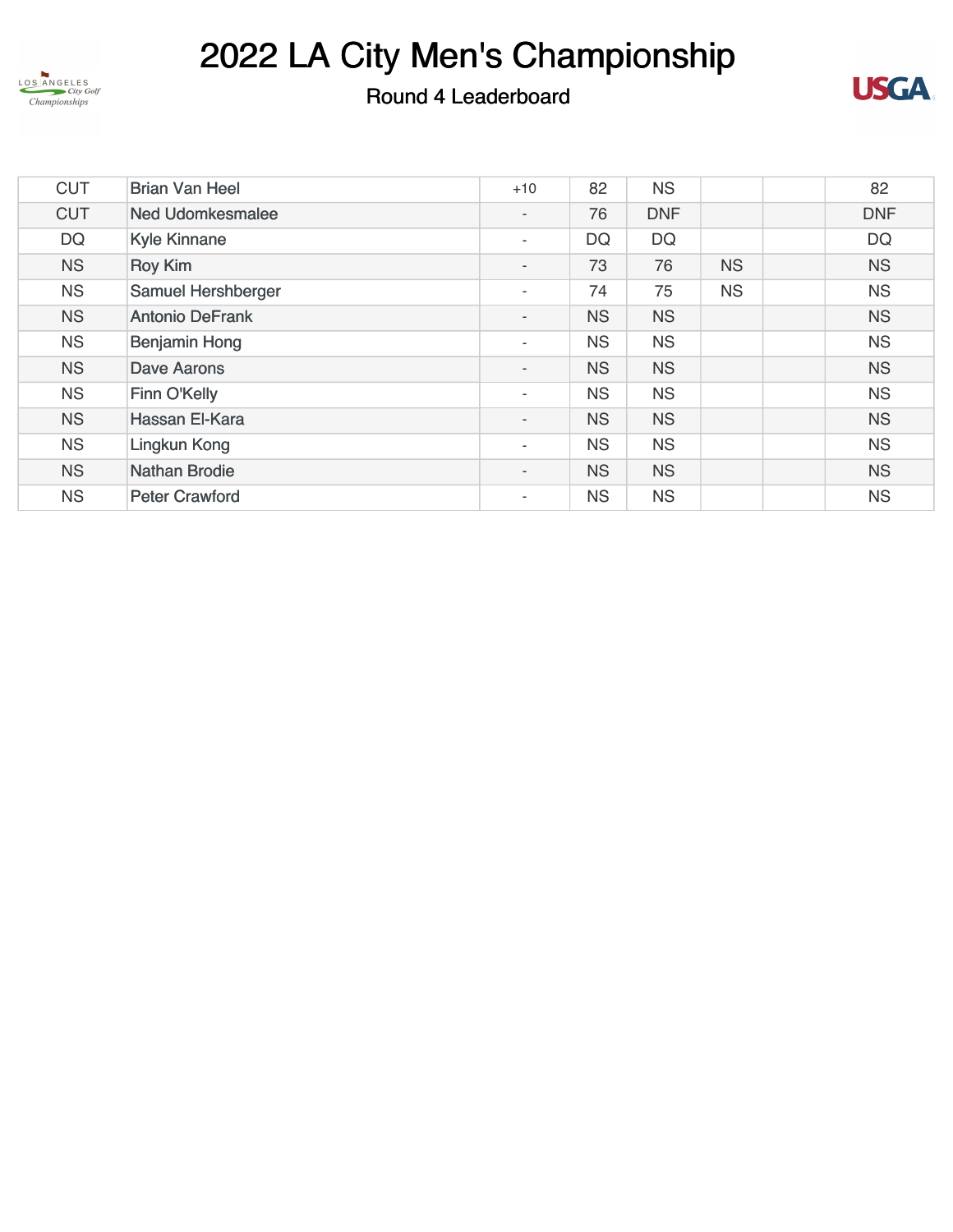# 2022 LA City Men's Championship

## Round 4 Leaderboard

| | | | | | | | |
|---|---|---|---|---|---|---|---|
| CUT | Brian Van Heel | +10 | 82 | NS | | | 82 |
| CUT | Ned Udomkesmalee | - | 76 | DNF | | | DNF |
| DQ | Kyle Kinnane | - | DQ | DQ | | | DQ |
| NS | Roy Kim | - | 73 | 76 | NS | | NS |
| NS | Samuel Hershberger | - | 74 | 75 | NS | | NS |
| NS | Antonio DeFrank | - | NS | NS | | | NS |
| NS | Benjamin Hong | - | NS | NS | | | NS |
| NS | Dave Aarons | - | NS | NS | | | NS |
| NS | Finn O'Kelly | - | NS | NS | | | NS |
| NS | Hassan El-Kara | - | NS | NS | | | NS |
| NS | Lingkun Kong | - | NS | NS | | | NS |
| NS | Nathan Brodie | - | NS | NS | | | NS |
| NS | Peter Crawford | - | NS | NS | | | NS |